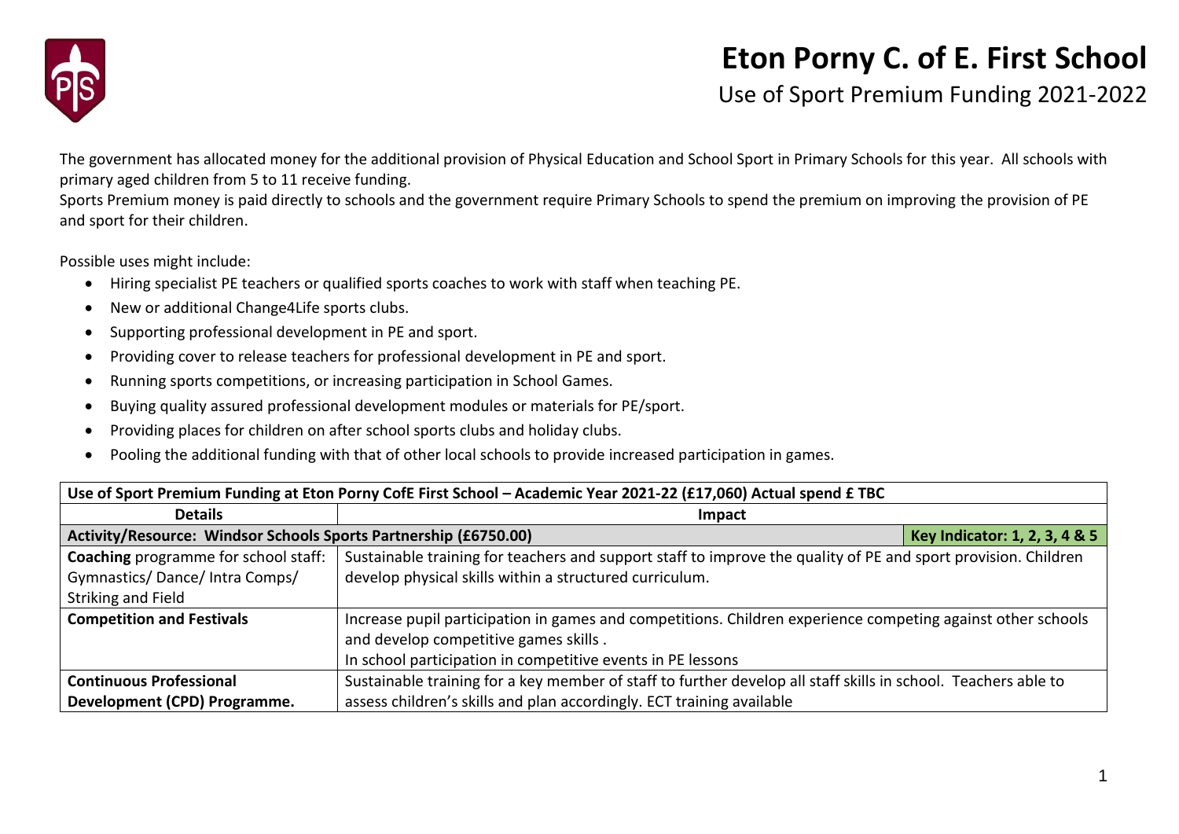# Eton Porny C. of E. First School

## Use of Sport Premium Funding 2021-2022

The government has allocated money for the additional provision of Physical Education and School Sport in Primary Schools for this year. All schools with primary aged children from 5 to 11 receive funding.
Sports Premium money is paid directly to schools and the government require Primary Schools to spend the premium on improving the provision of PE and sport for their children.

Possible uses might include:

- Hiring specialist PE teachers or qualified sports coaches to work with staff when teaching PE.
- New or additional Change4Life sports clubs.
- Supporting professional development in PE and sport.
- Providing cover to release teachers for professional development in PE and sport.
- Running sports competitions, or increasing participation in School Games.
- Buying quality assured professional development modules or materials for PE/sport.
- Providing places for children on after school sports clubs and holiday clubs.
- Pooling the additional funding with that of other local schools to provide increased participation in games.

| **Use of Sport Premium Funding at Eton Porny CofE First School – Academic Year 2021-22 (£17,060) Actual spend £ TBC** | | |
|---|---|---|
| **Details** | **Impact** | |
| **Activity/Resource: Windsor Schools Sports Partnership (£6750.00)** | | **Key Indicator: 1, 2, 3, 4 & 5** |
| **Coaching** programme for school staff: Gymnastics/ Dance/ Intra Comps/ Striking and Field | Sustainable training for teachers and support staff to improve the quality of PE and sport provision. Children develop physical skills within a structured curriculum. | |
| **Competition and Festivals** | Increase pupil participation in games and competitions. Children experience competing against other schools and develop competitive games skills .<br>In school participation in competitive events in PE lessons | |
| **Continuous Professional Development (CPD) Programme.** | Sustainable training for a key member of staff to further develop all staff skills in school. Teachers able to assess children's skills and plan accordingly. ECT training available | |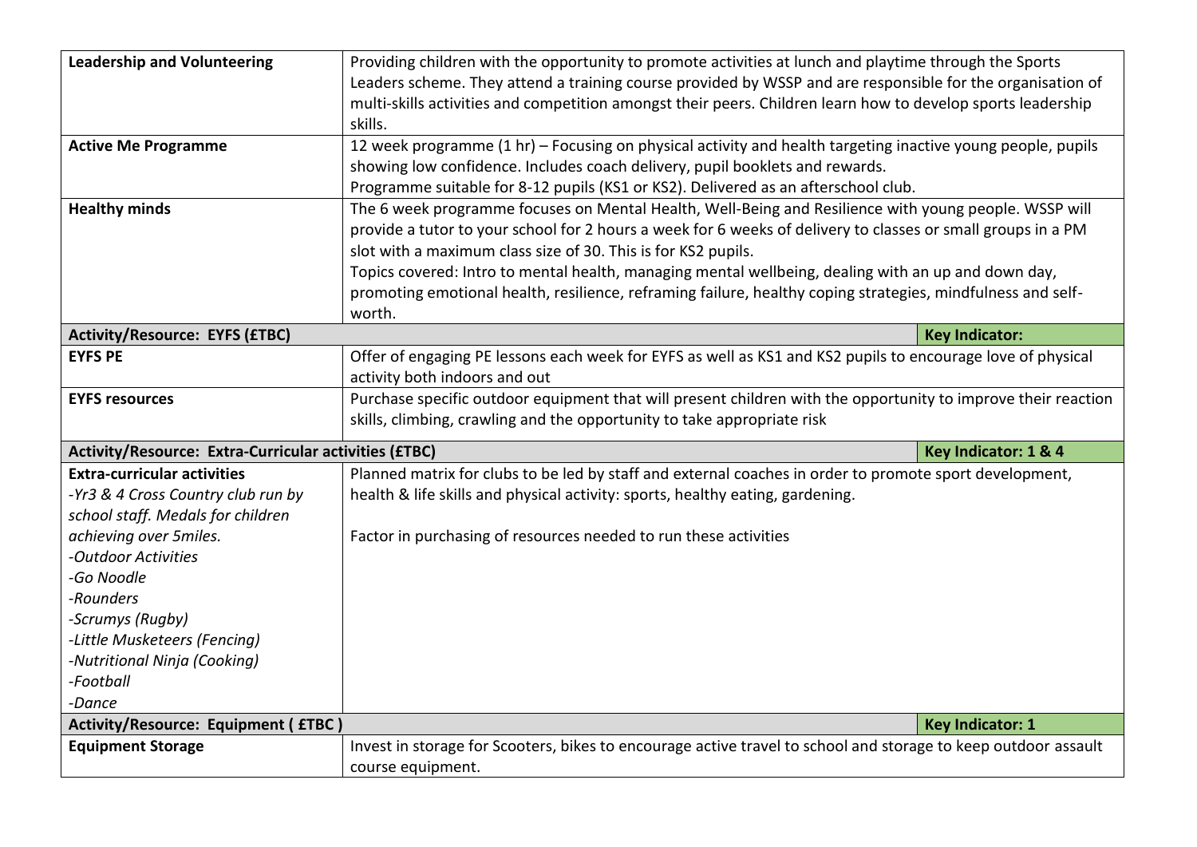| | | |
|---|---|---|
| **Leadership and Volunteering** | Providing children with the opportunity to promote activities at lunch and playtime through the Sports Leaders scheme. They attend a training course provided by WSSP and are responsible for the organisation of multi-skills activities and competition amongst their peers. Children learn how to develop sports leadership skills. | |
| **Active Me Programme** | 12 week programme (1 hr) – Focusing on physical activity and health targeting inactive young people, pupils showing low confidence. Includes coach delivery, pupil booklets and rewards.<br>Programme suitable for 8-12 pupils (KS1 or KS2). Delivered as an afterschool club. | |
| **Healthy minds** | The 6 week programme focuses on Mental Health, Well-Being and Resilience with young people. WSSP will provide a tutor to your school for 2 hours a week for 6 weeks of delivery to classes or small groups in a PM slot with a maximum class size of 30. This is for KS2 pupils.<br>Topics covered: Intro to mental health, managing mental wellbeing, dealing with an up and down day, promoting emotional health, resilience, reframing failure, healthy coping strategies, mindfulness and self-worth. | |
| **Activity/Resource: EYFS (£TBC)** | | **Key Indicator:** |
| **EYFS PE** | Offer of engaging PE lessons each week for EYFS as well as KS1 and KS2 pupils to encourage love of physical activity both indoors and out | |
| **EYFS resources** | Purchase specific outdoor equipment that will present children with the opportunity to improve their reaction skills, climbing, crawling and the opportunity to take appropriate risk | |
| **Activity/Resource: Extra-Curricular activities (£TBC)** | | **Key Indicator: 1 & 4** |
| **Extra-curricular activities**<br>*-Yr3 & 4 Cross Country club run by school staff. Medals for children achieving over 5miles.*<br>*-Outdoor Activities*<br>*-Go Noodle*<br>*-Rounders*<br>*-Scrumys (Rugby)*<br>*-Little Musketeers (Fencing)*<br>*-Nutritional Ninja (Cooking)*<br>*-Football*<br>*-Dance* | Planned matrix for clubs to be led by staff and external coaches in order to promote sport development, health & life skills and physical activity: sports, healthy eating, gardening.<br><br>Factor in purchasing of resources needed to run these activities | |
| **Activity/Resource: Equipment ( £TBC )** | | **Key Indicator: 1** |
| **Equipment Storage** | Invest in storage for Scooters, bikes to encourage active travel to school and storage to keep outdoor assault course equipment. | |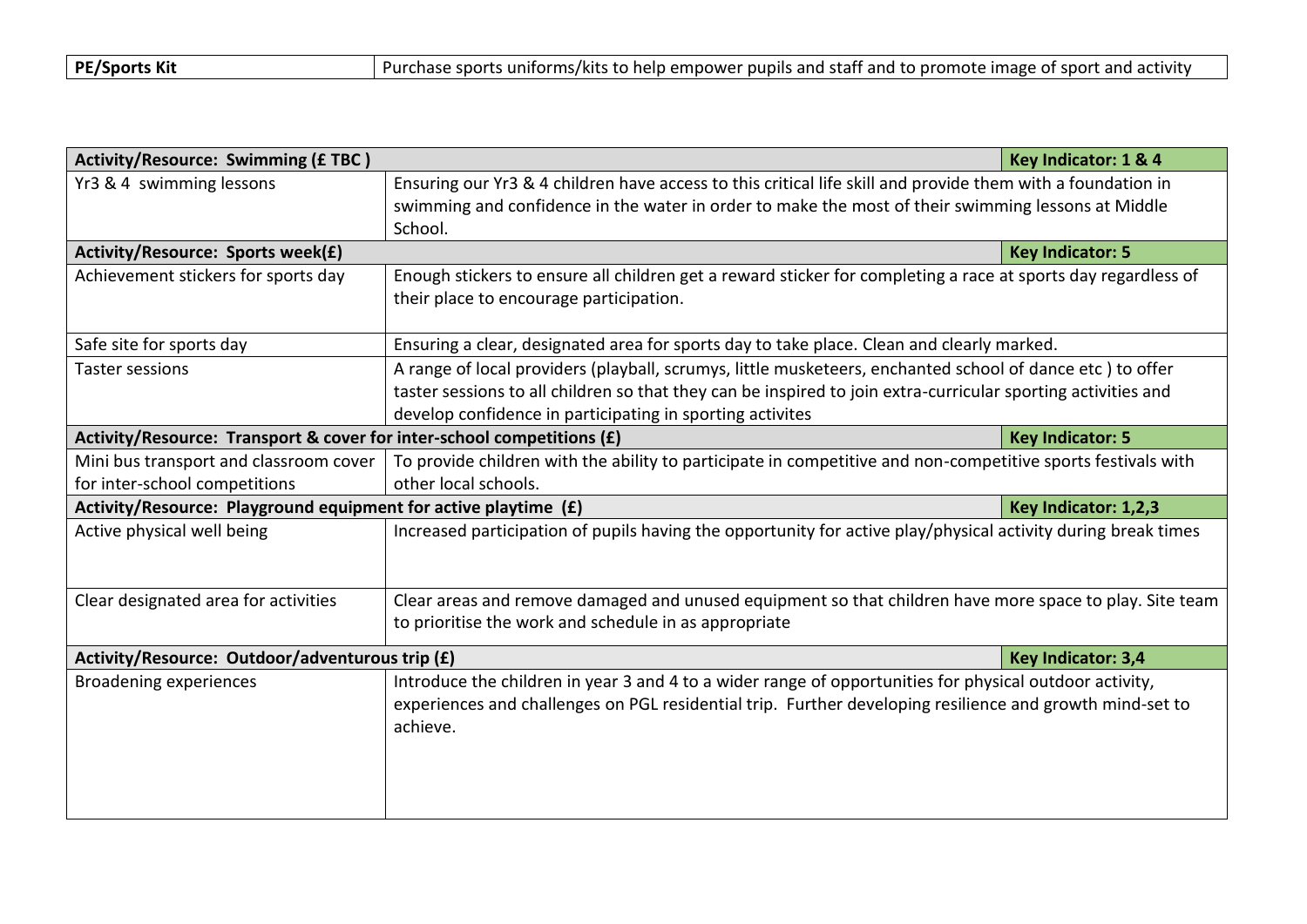| | |
|---|---|
| **PE/Sports Kit** | Purchase sports uniforms/kits to help empower pupils and staff and to promote image of sport and activity |

| **Activity/Resource: Swimming (£ TBC )** | | **Key Indicator: 1 & 4** |
|---|---|---|
| Yr3 & 4 swimming lessons | Ensuring our Yr3 & 4 children have access to this critical life skill and provide them with a foundation in swimming and confidence in the water in order to make the most of their swimming lessons at Middle School. | |
| **Activity/Resource: Sports week(£)** | | **Key Indicator: 5** |
| Achievement stickers for sports day | Enough stickers to ensure all children get a reward sticker for completing a race at sports day regardless of their place to encourage participation. | |
| Safe site for sports day | Ensuring a clear, designated area for sports day to take place. Clean and clearly marked. | |
| Taster sessions | A range of local providers (playball, scrumys, little musketeers, enchanted school of dance etc ) to offer taster sessions to all children so that they can be inspired to join extra-curricular sporting activities and develop confidence in participating in sporting activites | |
| **Activity/Resource: Transport & cover for inter-school competitions (£)** | | **Key Indicator: 5** |
| Mini bus transport and classroom cover for inter-school competitions | To provide children with the ability to participate in competitive and non-competitive sports festivals with other local schools. | |
| **Activity/Resource: Playground equipment for active playtime (£)** | | **Key Indicator: 1,2,3** |
| Active physical well being | Increased participation of pupils having the opportunity for active play/physical activity during break times | |
| Clear designated area for activities | Clear areas and remove damaged and unused equipment so that children have more space to play. Site team to prioritise the work and schedule in as appropriate | |
| **Activity/Resource: Outdoor/adventurous trip (£)** | | **Key Indicator: 3,4** |
| Broadening experiences | Introduce the children in year 3 and 4 to a wider range of opportunities for physical outdoor activity, experiences and challenges on PGL residential trip. Further developing resilience and growth mind-set to achieve. | |